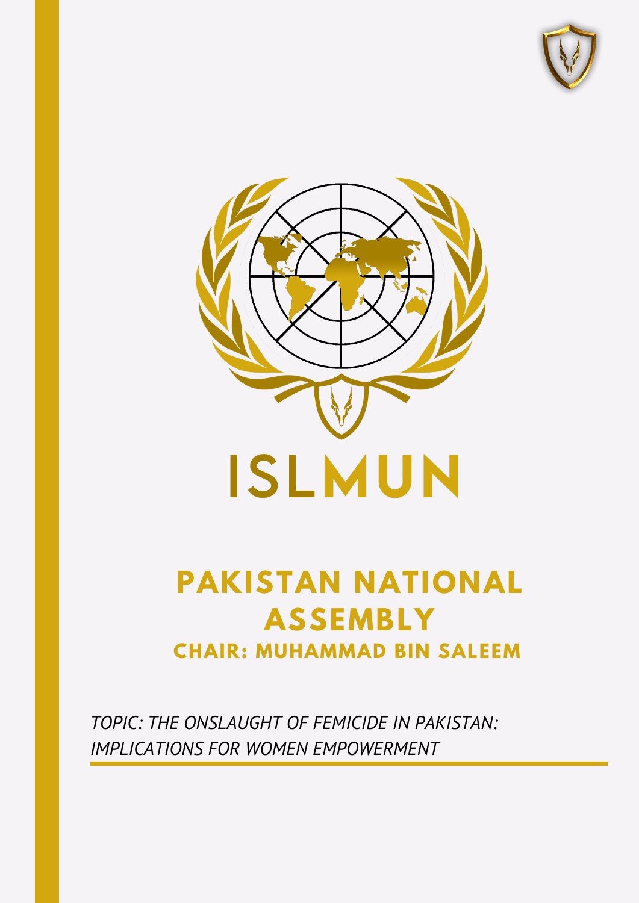# ISLMUN

## PAKISTAN NATIONAL ASSEMBLY

### CHAIR: MUHAMMAD BIN SALEEM

*TOPIC: THE ONSLAUGHT OF FEMICIDE IN PAKISTAN: IMPLICATIONS FOR WOMEN EMPOWERMENT*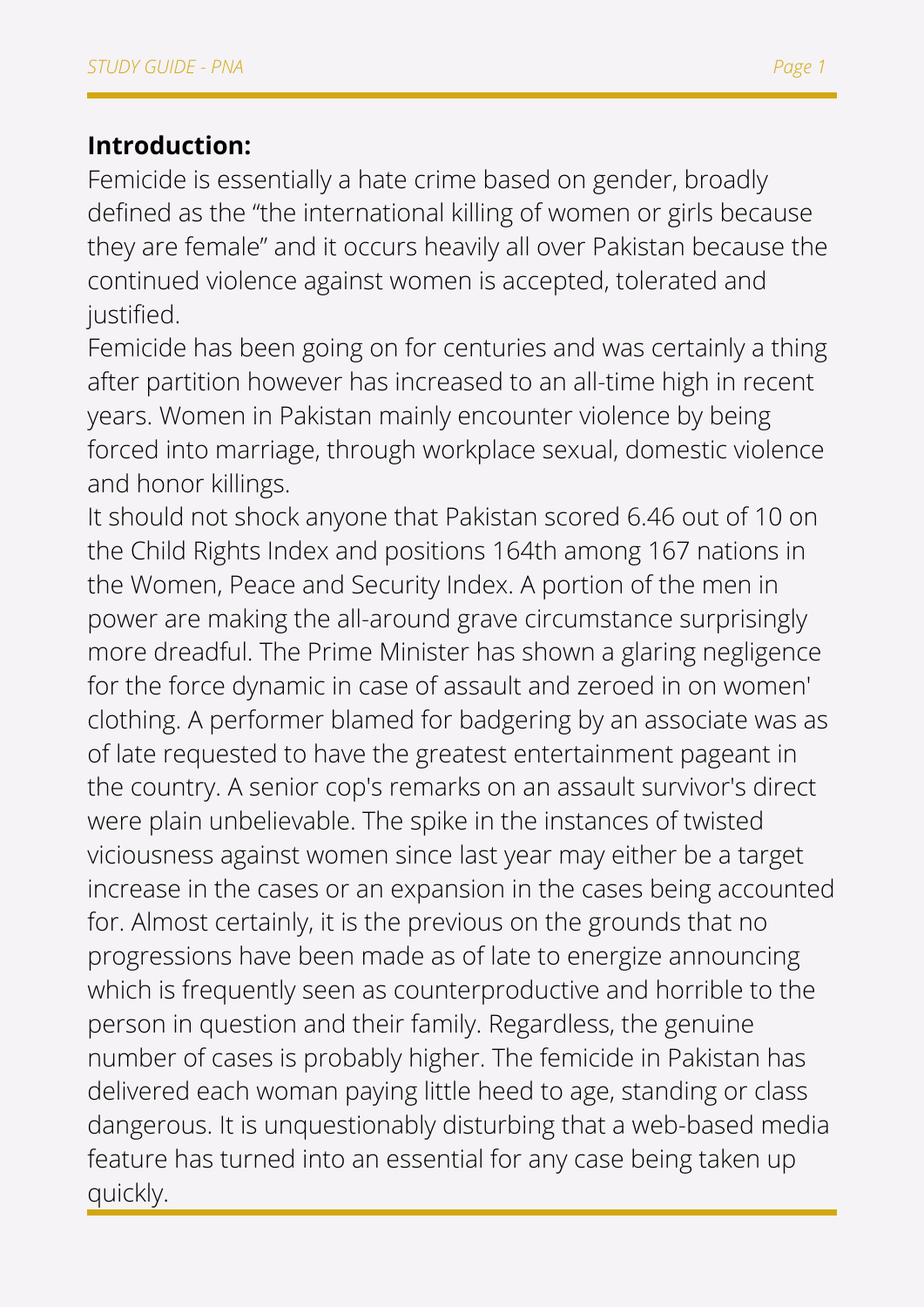**Introduction:**

Femicide is essentially a hate crime based on gender, broadly defined as the "the international killing of women or girls because they are female" and it occurs heavily all over Pakistan because the continued violence against women is accepted, tolerated and justified.

Femicide has been going on for centuries and was certainly a thing after partition however has increased to an all-time high in recent years. Women in Pakistan mainly encounter violence by being forced into marriage, through workplace sexual, domestic violence and honor killings.

It should not shock anyone that Pakistan scored 6.46 out of 10 on the Child Rights Index and positions 164th among 167 nations in the Women, Peace and Security Index. A portion of the men in power are making the all-around grave circumstance surprisingly more dreadful. The Prime Minister has shown a glaring negligence for the force dynamic in case of assault and zeroed in on women' clothing. A performer blamed for badgering by an associate was as of late requested to have the greatest entertainment pageant in the country. A senior cop's remarks on an assault survivor's direct were plain unbelievable. The spike in the instances of twisted viciousness against women since last year may either be a target increase in the cases or an expansion in the cases being accounted for. Almost certainly, it is the previous on the grounds that no progressions have been made as of late to energize announcing which is frequently seen as counterproductive and horrible to the person in question and their family. Regardless, the genuine number of cases is probably higher. The femicide in Pakistan has delivered each woman paying little heed to age, standing or class dangerous. It is unquestionably disturbing that a web-based media feature has turned into an essential for any case being taken up quickly.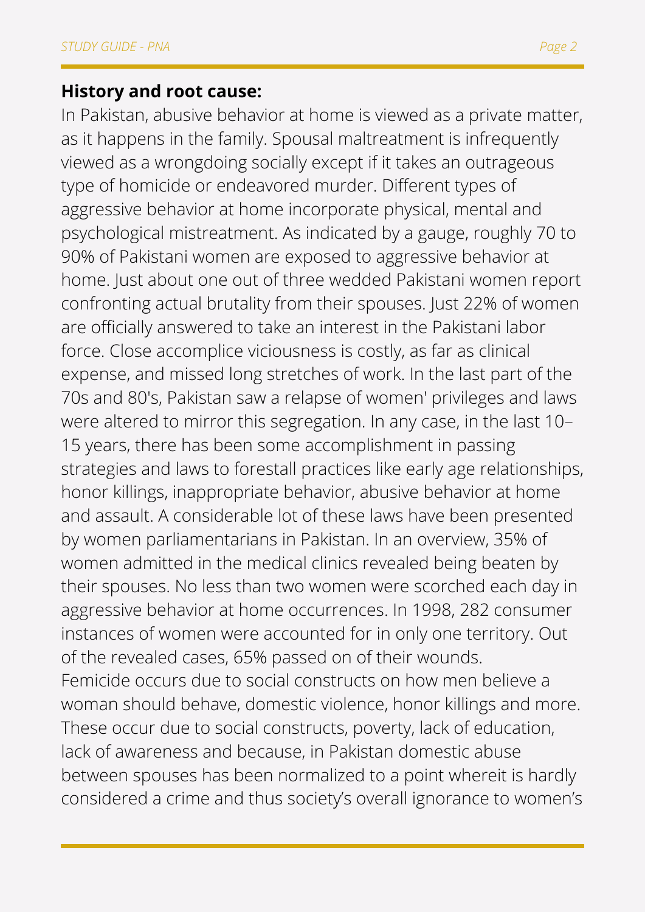### History and root cause:

In Pakistan, abusive behavior at home is viewed as a private matter, as it happens in the family. Spousal maltreatment is infrequently viewed as a wrongdoing socially except if it takes an outrageous type of homicide or endeavored murder. Different types of aggressive behavior at home incorporate physical, mental and psychological mistreatment. As indicated by a gauge, roughly 70 to 90% of Pakistani women are exposed to aggressive behavior at home. Just about one out of three wedded Pakistani women report confronting actual brutality from their spouses. Just 22% of women are officially answered to take an interest in the Pakistani labor force. Close accomplice viciousness is costly, as far as clinical expense, and missed long stretches of work. In the last part of the 70s and 80's, Pakistan saw a relapse of women' privileges and laws were altered to mirror this segregation. In any case, in the last 10–15 years, there has been some accomplishment in passing strategies and laws to forestall practices like early age relationships, honor killings, inappropriate behavior, abusive behavior at home and assault. A considerable lot of these laws have been presented by women parliamentarians in Pakistan. In an overview, 35% of women admitted in the medical clinics revealed being beaten by their spouses. No less than two women were scorched each day in aggressive behavior at home occurrences. In 1998, 282 consumer instances of women were accounted for in only one territory. Out of the revealed cases, 65% passed on of their wounds.

Femicide occurs due to social constructs on how men believe a woman should behave, domestic violence, honor killings and more. These occur due to social constructs, poverty, lack of education, lack of awareness and because, in Pakistan domestic abuse between spouses has been normalized to a point whereit is hardly considered a crime and thus society's overall ignorance to women's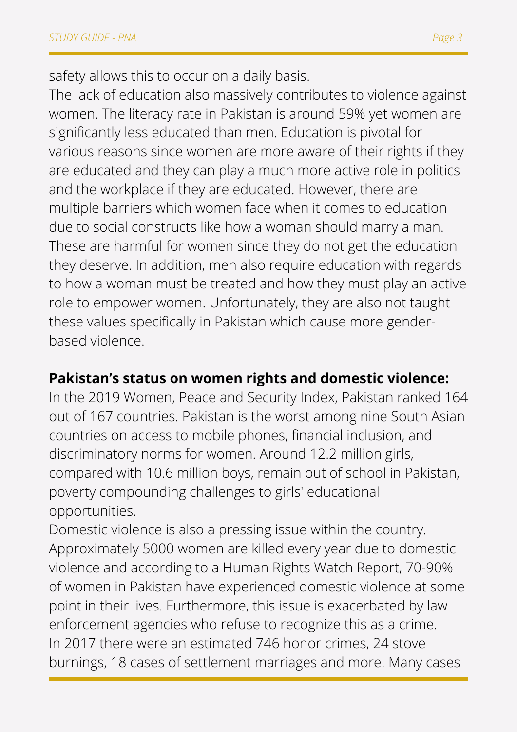safety allows this to occur on a daily basis.

The lack of education also massively contributes to violence against women. The literacy rate in Pakistan is around 59% yet women are significantly less educated than men. Education is pivotal for various reasons since women are more aware of their rights if they are educated and they can play a much more active role in politics and the workplace if they are educated. However, there are multiple barriers which women face when it comes to education due to social constructs like how a woman should marry a man. These are harmful for women since they do not get the education they deserve. In addition, men also require education with regards to how a woman must be treated and how they must play an active role to empower women. Unfortunately, they are also not taught these values specifically in Pakistan which cause more gender-based violence.

**Pakistan's status on women rights and domestic violence:**

In the 2019 Women, Peace and Security Index, Pakistan ranked 164 out of 167 countries. Pakistan is the worst among nine South Asian countries on access to mobile phones, financial inclusion, and discriminatory norms for women. Around 12.2 million girls, compared with 10.6 million boys, remain out of school in Pakistan, poverty compounding challenges to girls' educational opportunities.

Domestic violence is also a pressing issue within the country. Approximately 5000 women are killed every year due to domestic violence and according to a Human Rights Watch Report, 70-90% of women in Pakistan have experienced domestic violence at some point in their lives. Furthermore, this issue is exacerbated by law enforcement agencies who refuse to recognize this as a crime.

In 2017 there were an estimated 746 honor crimes, 24 stove burnings, 18 cases of settlement marriages and more. Many cases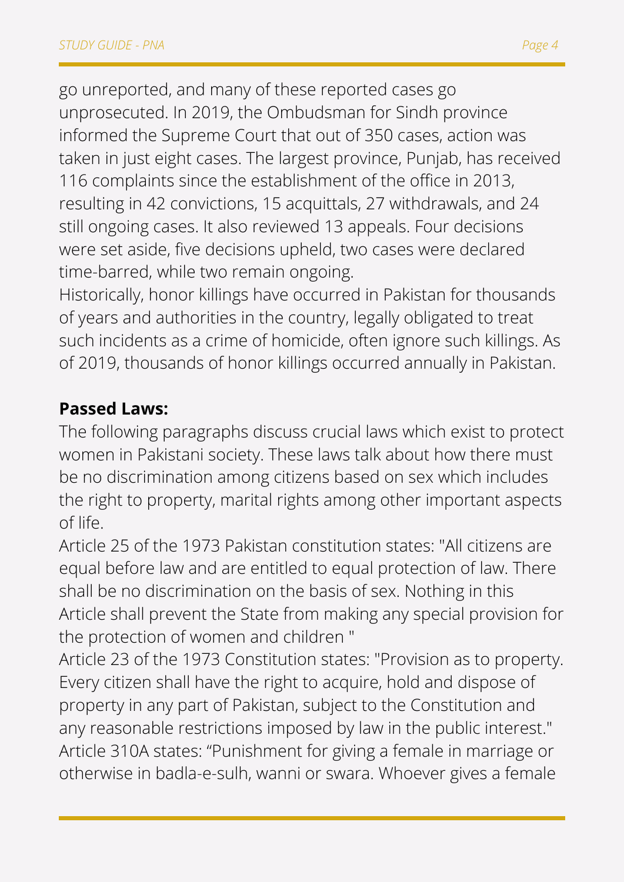go unreported, and many of these reported cases go unprosecuted. In 2019, the Ombudsman for Sindh province informed the Supreme Court that out of 350 cases, action was taken in just eight cases. The largest province, Punjab, has received 116 complaints since the establishment of the office in 2013, resulting in 42 convictions, 15 acquittals, 27 withdrawals, and 24 still ongoing cases. It also reviewed 13 appeals. Four decisions were set aside, five decisions upheld, two cases were declared time-barred, while two remain ongoing.

Historically, honor killings have occurred in Pakistan for thousands of years and authorities in the country, legally obligated to treat such incidents as a crime of homicide, often ignore such killings. As of 2019, thousands of honor killings occurred annually in Pakistan.

**Passed Laws:**

The following paragraphs discuss crucial laws which exist to protect women in Pakistani society. These laws talk about how there must be no discrimination among citizens based on sex which includes the right to property, marital rights among other important aspects of life.

Article 25 of the 1973 Pakistan constitution states: "All citizens are equal before law and are entitled to equal protection of law. There shall be no discrimination on the basis of sex. Nothing in this Article shall prevent the State from making any special provision for the protection of women and children "

Article 23 of the 1973 Constitution states: "Provision as to property. Every citizen shall have the right to acquire, hold and dispose of property in any part of Pakistan, subject to the Constitution and any reasonable restrictions imposed by law in the public interest."

Article 310A states: “Punishment for giving a female in marriage or otherwise in badla-e-sulh, wanni or swara. Whoever gives a female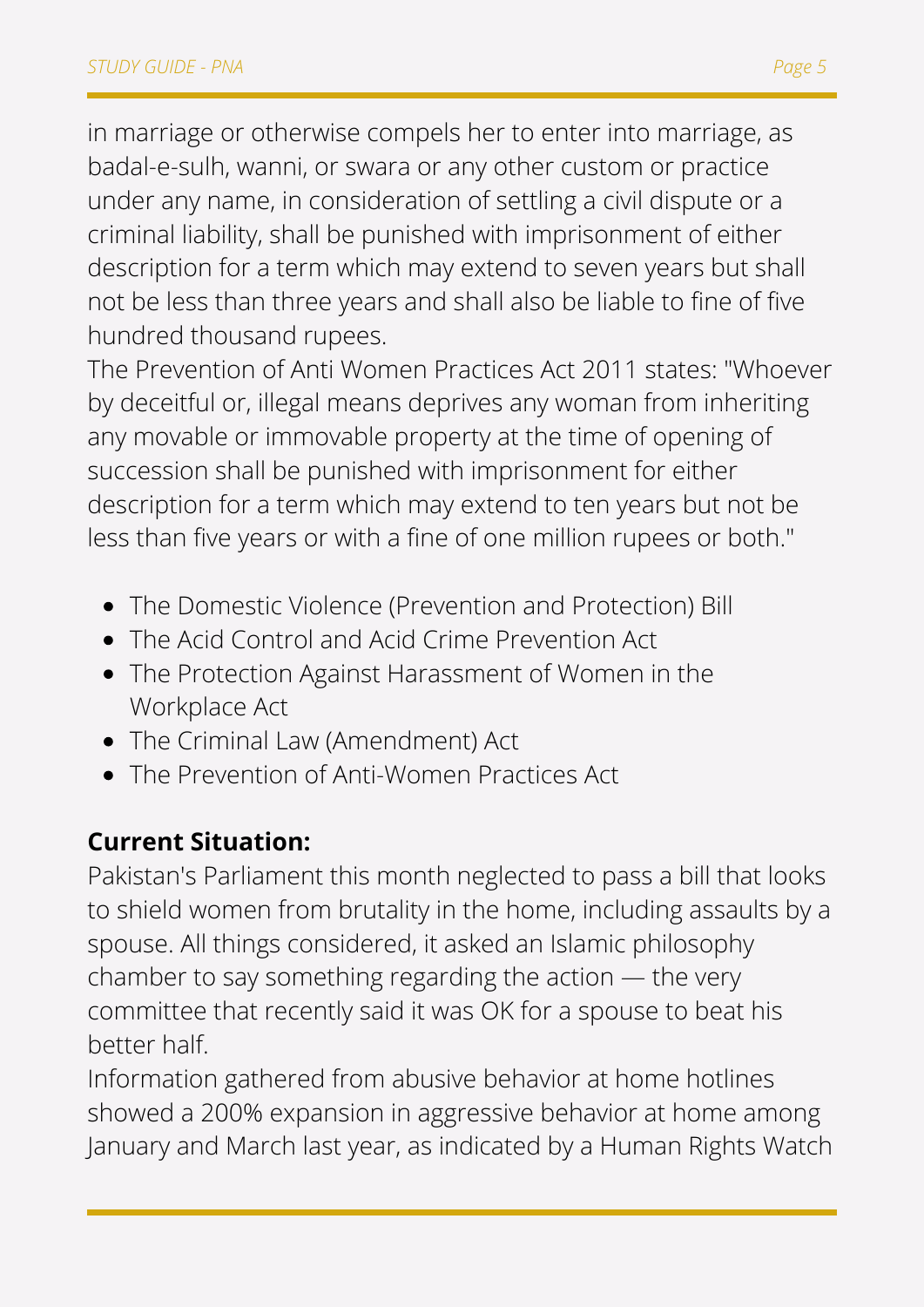in marriage or otherwise compels her to enter into marriage, as badal-e-sulh, wanni, or swara or any other custom or practice under any name, in consideration of settling a civil dispute or a criminal liability, shall be punished with imprisonment of either description for a term which may extend to seven years but shall not be less than three years and shall also be liable to fine of five hundred thousand rupees.

The Prevention of Anti Women Practices Act 2011 states: "Whoever by deceitful or, illegal means deprives any woman from inheriting any movable or immovable property at the time of opening of succession shall be punished with imprisonment for either description for a term which may extend to ten years but not be less than five years or with a fine of one million rupees or both."

- The Domestic Violence (Prevention and Protection) Bill
- The Acid Control and Acid Crime Prevention Act
- The Protection Against Harassment of Women in the Workplace Act
- The Criminal Law (Amendment) Act
- The Prevention of Anti-Women Practices Act

**Current Situation:**

Pakistan's Parliament this month neglected to pass a bill that looks to shield women from brutality in the home, including assaults by a spouse. All things considered, it asked an Islamic philosophy chamber to say something regarding the action — the very committee that recently said it was OK for a spouse to beat his better half.

Information gathered from abusive behavior at home hotlines showed a 200% expansion in aggressive behavior at home among January and March last year, as indicated by a Human Rights Watch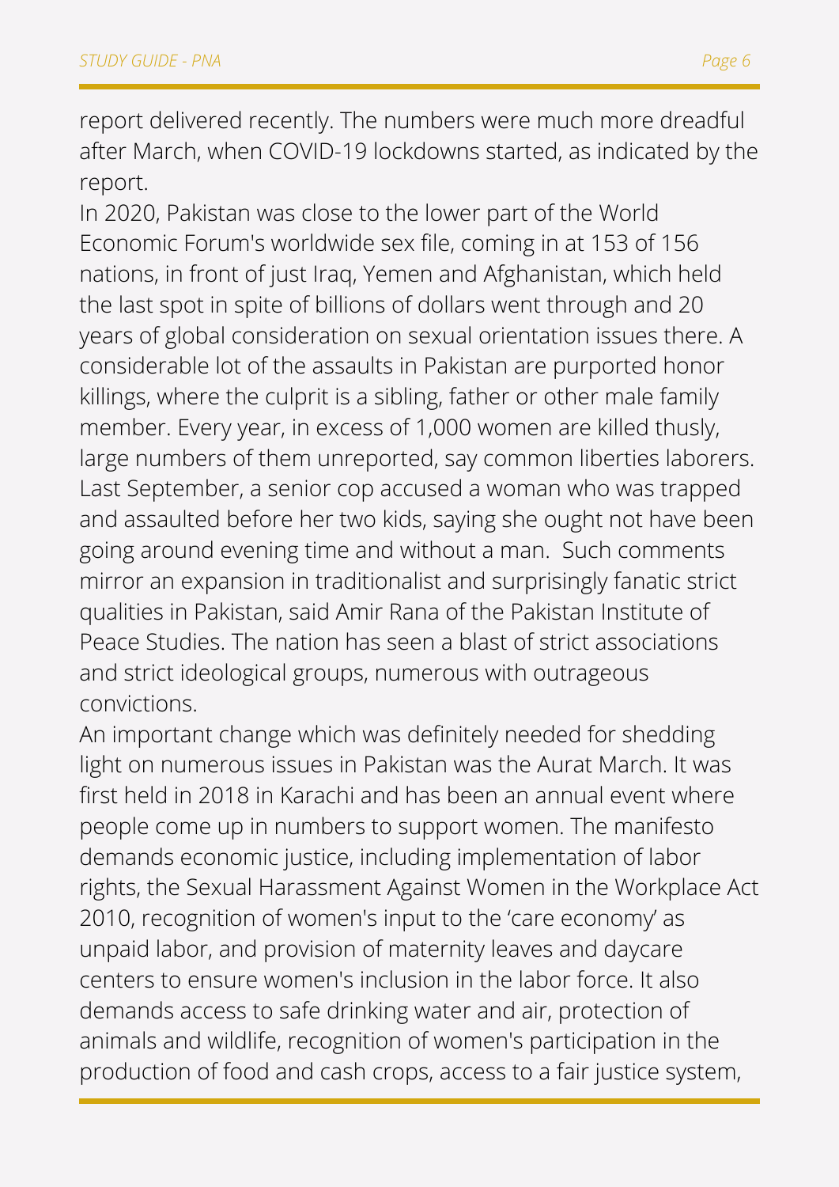report delivered recently. The numbers were much more dreadful after March, when COVID-19 lockdowns started, as indicated by the report.

In 2020, Pakistan was close to the lower part of the World Economic Forum's worldwide sex file, coming in at 153 of 156 nations, in front of just Iraq, Yemen and Afghanistan, which held the last spot in spite of billions of dollars went through and 20 years of global consideration on sexual orientation issues there. A considerable lot of the assaults in Pakistan are purported honor killings, where the culprit is a sibling, father or other male family member. Every year, in excess of 1,000 women are killed thusly, large numbers of them unreported, say common liberties laborers. Last September, a senior cop accused a woman who was trapped and assaulted before her two kids, saying she ought not have been going around evening time and without a man.  Such comments mirror an expansion in traditionalist and surprisingly fanatic strict qualities in Pakistan, said Amir Rana of the Pakistan Institute of Peace Studies. The nation has seen a blast of strict associations and strict ideological groups, numerous with outrageous convictions.

An important change which was definitely needed for shedding light on numerous issues in Pakistan was the Aurat March. It was first held in 2018 in Karachi and has been an annual event where people come up in numbers to support women. The manifesto demands economic justice, including implementation of labor rights, the Sexual Harassment Against Women in the Workplace Act 2010, recognition of women's input to the 'care economy' as unpaid labor, and provision of maternity leaves and daycare centers to ensure women's inclusion in the labor force. It also demands access to safe drinking water and air, protection of animals and wildlife, recognition of women's participation in the production of food and cash crops, access to a fair justice system,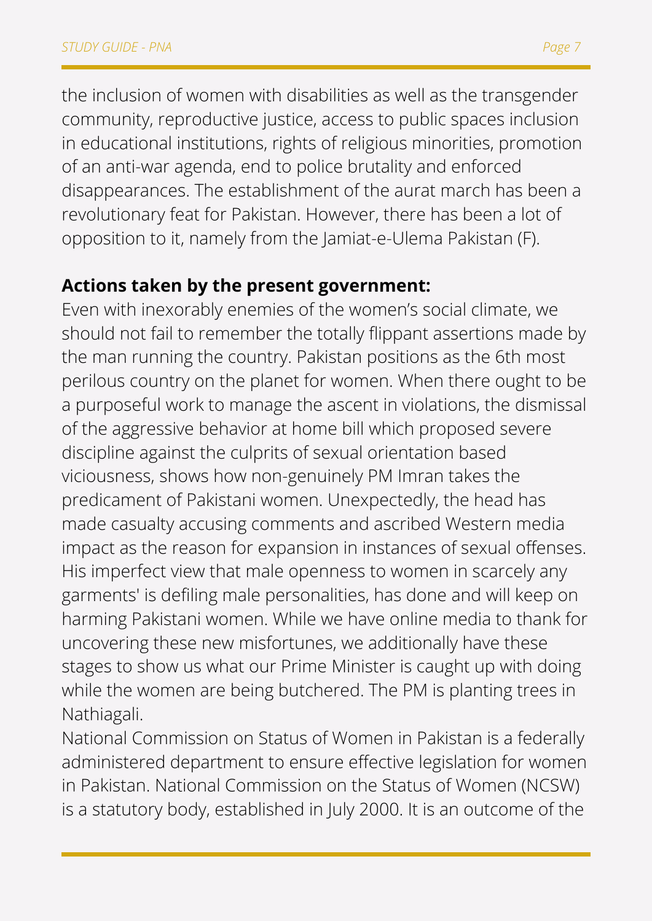the inclusion of women with disabilities as well as the transgender community, reproductive justice, access to public spaces inclusion in educational institutions, rights of religious minorities, promotion of an anti-war agenda, end to police brutality and enforced disappearances. The establishment of the aurat march has been a revolutionary feat for Pakistan. However, there has been a lot of opposition to it, namely from the Jamiat-e-Ulema Pakistan (F).

**Actions taken by the present government:**

Even with inexorably enemies of the women's social climate, we should not fail to remember the totally flippant assertions made by the man running the country. Pakistan positions as the 6th most perilous country on the planet for women. When there ought to be a purposeful work to manage the ascent in violations, the dismissal of the aggressive behavior at home bill which proposed severe discipline against the culprits of sexual orientation based viciousness, shows how non-genuinely PM Imran takes the predicament of Pakistani women. Unexpectedly, the head has made casualty accusing comments and ascribed Western media impact as the reason for expansion in instances of sexual offenses. His imperfect view that male openness to women in scarcely any garments' is defiling male personalities, has done and will keep on harming Pakistani women. While we have online media to thank for uncovering these new misfortunes, we additionally have these stages to show us what our Prime Minister is caught up with doing while the women are being butchered. The PM is planting trees in Nathiagali.

National Commission on Status of Women in Pakistan is a federally administered department to ensure effective legislation for women in Pakistan. National Commission on the Status of Women (NCSW) is a statutory body, established in July 2000. It is an outcome of the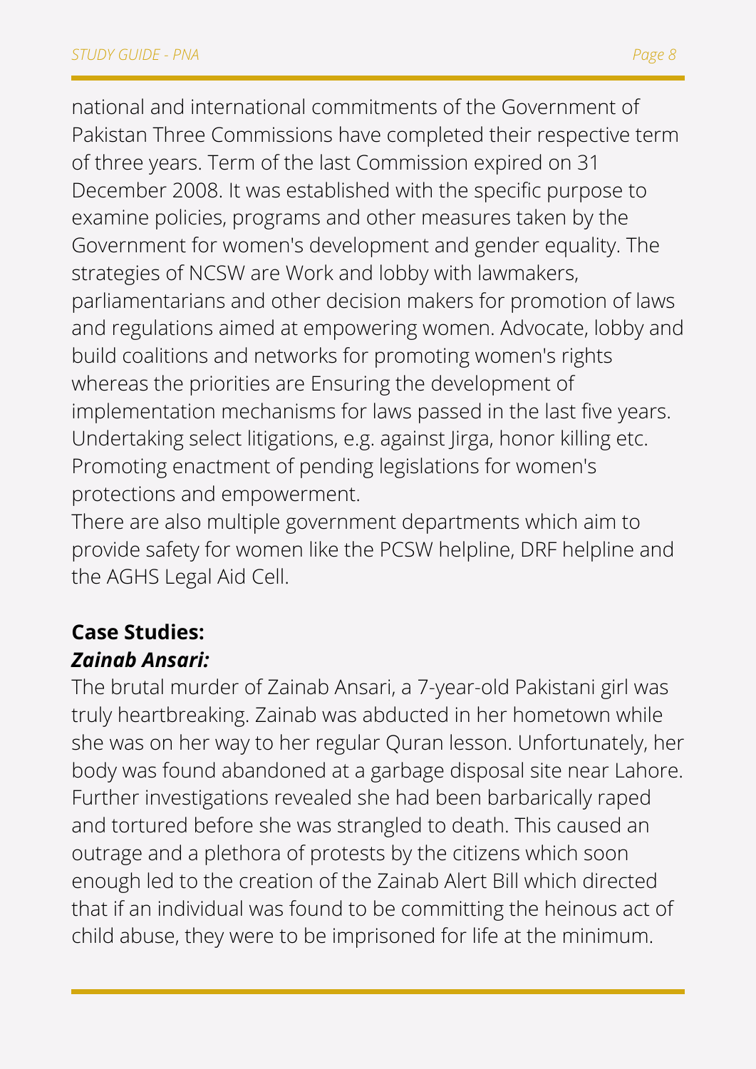national and international commitments of the Government of Pakistan Three Commissions have completed their respective term of three years. Term of the last Commission expired on 31 December 2008. It was established with the specific purpose to examine policies, programs and other measures taken by the Government for women's development and gender equality. The strategies of NCSW are Work and lobby with lawmakers, parliamentarians and other decision makers for promotion of laws and regulations aimed at empowering women. Advocate, lobby and build coalitions and networks for promoting women's rights whereas the priorities are Ensuring the development of implementation mechanisms for laws passed in the last five years. Undertaking select litigations, e.g. against Jirga, honor killing etc. Promoting enactment of pending legislations for women's protections and empowerment.

There are also multiple government departments which aim to provide safety for women like the PCSW helpline, DRF helpline and the AGHS Legal Aid Cell.

**Case Studies:**

***Zainab Ansari:***

The brutal murder of Zainab Ansari, a 7-year-old Pakistani girl was truly heartbreaking. Zainab was abducted in her hometown while she was on her way to her regular Quran lesson. Unfortunately, her body was found abandoned at a garbage disposal site near Lahore. Further investigations revealed she had been barbarically raped and tortured before she was strangled to death. This caused an outrage and a plethora of protests by the citizens which soon enough led to the creation of the Zainab Alert Bill which directed that if an individual was found to be committing the heinous act of child abuse, they were to be imprisoned for life at the minimum.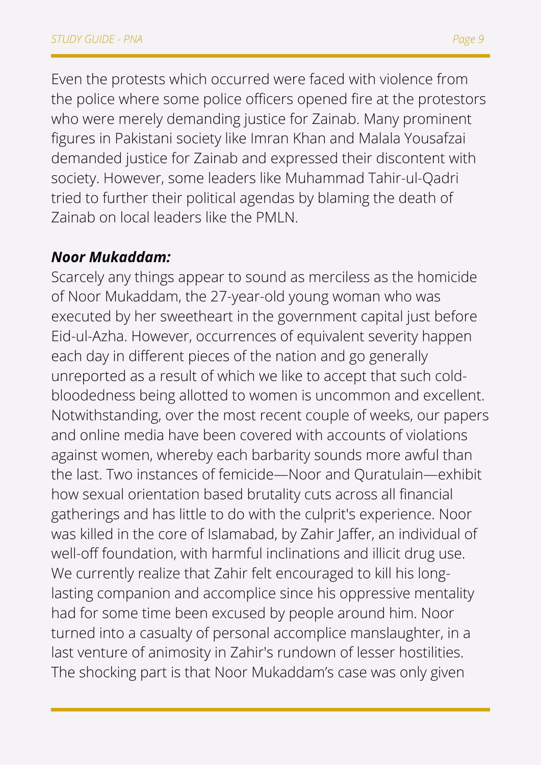Even the protests which occurred were faced with violence from the police where some police officers opened fire at the protestors who were merely demanding justice for Zainab. Many prominent figures in Pakistani society like Imran Khan and Malala Yousafzai demanded justice for Zainab and expressed their discontent with society. However, some leaders like Muhammad Tahir-ul-Qadri tried to further their political agendas by blaming the death of Zainab on local leaders like the PMLN.

***Noor Mukaddam:***

Scarcely any things appear to sound as merciless as the homicide of Noor Mukaddam, the 27-year-old young woman who was executed by her sweetheart in the government capital just before Eid-ul-Azha. However, occurrences of equivalent severity happen each day in different pieces of the nation and go generally unreported as a result of which we like to accept that such cold-bloodedness being allotted to women is uncommon and excellent. Notwithstanding, over the most recent couple of weeks, our papers and online media have been covered with accounts of violations against women, whereby each barbarity sounds more awful than the last. Two instances of femicide—Noor and Quratulain—exhibit how sexual orientation based brutality cuts across all financial gatherings and has little to do with the culprit's experience. Noor was killed in the core of Islamabad, by Zahir Jaffer, an individual of well-off foundation, with harmful inclinations and illicit drug use. We currently realize that Zahir felt encouraged to kill his long-lasting companion and accomplice since his oppressive mentality had for some time been excused by people around him. Noor turned into a casualty of personal accomplice manslaughter, in a last venture of animosity in Zahir's rundown of lesser hostilities. The shocking part is that Noor Mukaddam's case was only given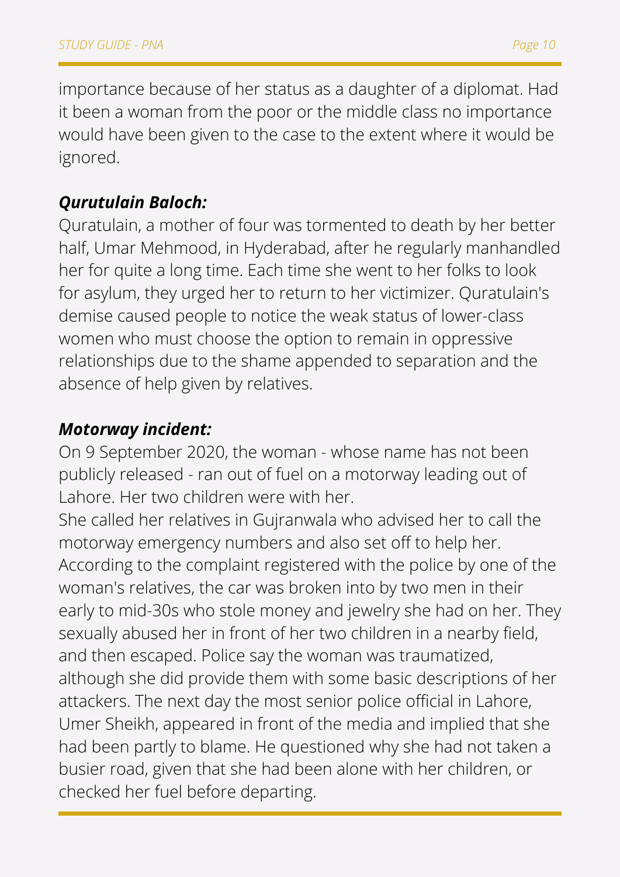importance because of her status as a daughter of a diplomat. Had it been a woman from the poor or the middle class no importance would have been given to the case to the extent where it would be ignored.

### ***Qurutulain Baloch:***

Quratulain, a mother of four was tormented to death by her better half, Umar Mehmood, in Hyderabad, after he regularly manhandled her for quite a long time. Each time she went to her folks to look for asylum, they urged her to return to her victimizer. Quratulain's demise caused people to notice the weak status of lower-class women who must choose the option to remain in oppressive relationships due to the shame appended to separation and the absence of help given by relatives.

### ***Motorway incident:***

On 9 September 2020, the woman - whose name has not been publicly released - ran out of fuel on a motorway leading out of Lahore. Her two children were with her.

She called her relatives in Gujranwala who advised her to call the motorway emergency numbers and also set off to help her. According to the complaint registered with the police by one of the woman's relatives, the car was broken into by two men in their early to mid-30s who stole money and jewelry she had on her. They sexually abused her in front of her two children in a nearby field, and then escaped. Police say the woman was traumatized, although she did provide them with some basic descriptions of her attackers. The next day the most senior police official in Lahore, Umer Sheikh, appeared in front of the media and implied that she had been partly to blame. He questioned why she had not taken a busier road, given that she had been alone with her children, or checked her fuel before departing.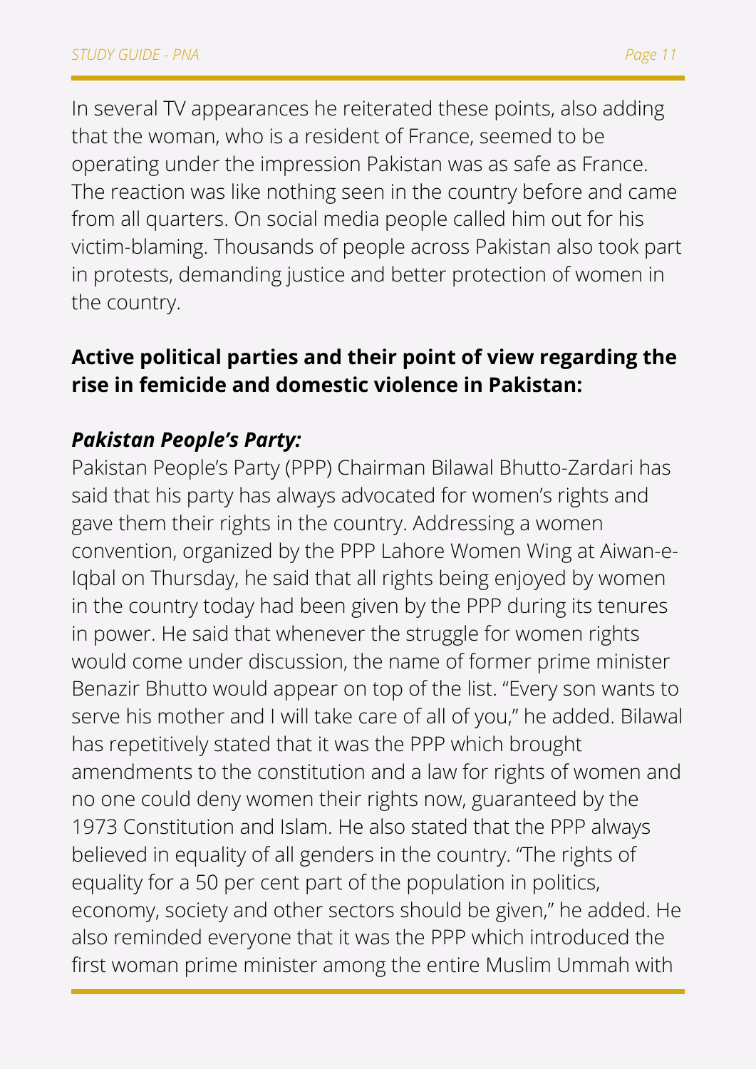In several TV appearances he reiterated these points, also adding that the woman, who is a resident of France, seemed to be operating under the impression Pakistan was as safe as France. The reaction was like nothing seen in the country before and came from all quarters. On social media people called him out for his victim-blaming. Thousands of people across Pakistan also took part in protests, demanding justice and better protection of women in the country.

**Active political parties and their point of view regarding the rise in femicide and domestic violence in Pakistan:**

***Pakistan People's Party:***

Pakistan People's Party (PPP) Chairman Bilawal Bhutto-Zardari has said that his party has always advocated for women's rights and gave them their rights in the country. Addressing a women convention, organized by the PPP Lahore Women Wing at Aiwan-e-Iqbal on Thursday, he said that all rights being enjoyed by women in the country today had been given by the PPP during its tenures in power. He said that whenever the struggle for women rights would come under discussion, the name of former prime minister Benazir Bhutto would appear on top of the list. "Every son wants to serve his mother and I will take care of all of you," he added. Bilawal has repetitively stated that it was the PPP which brought amendments to the constitution and a law for rights of women and no one could deny women their rights now, guaranteed by the 1973 Constitution and Islam. He also stated that the PPP always believed in equality of all genders in the country. "The rights of equality for a 50 per cent part of the population in politics, economy, society and other sectors should be given," he added. He also reminded everyone that it was the PPP which introduced the first woman prime minister among the entire Muslim Ummah with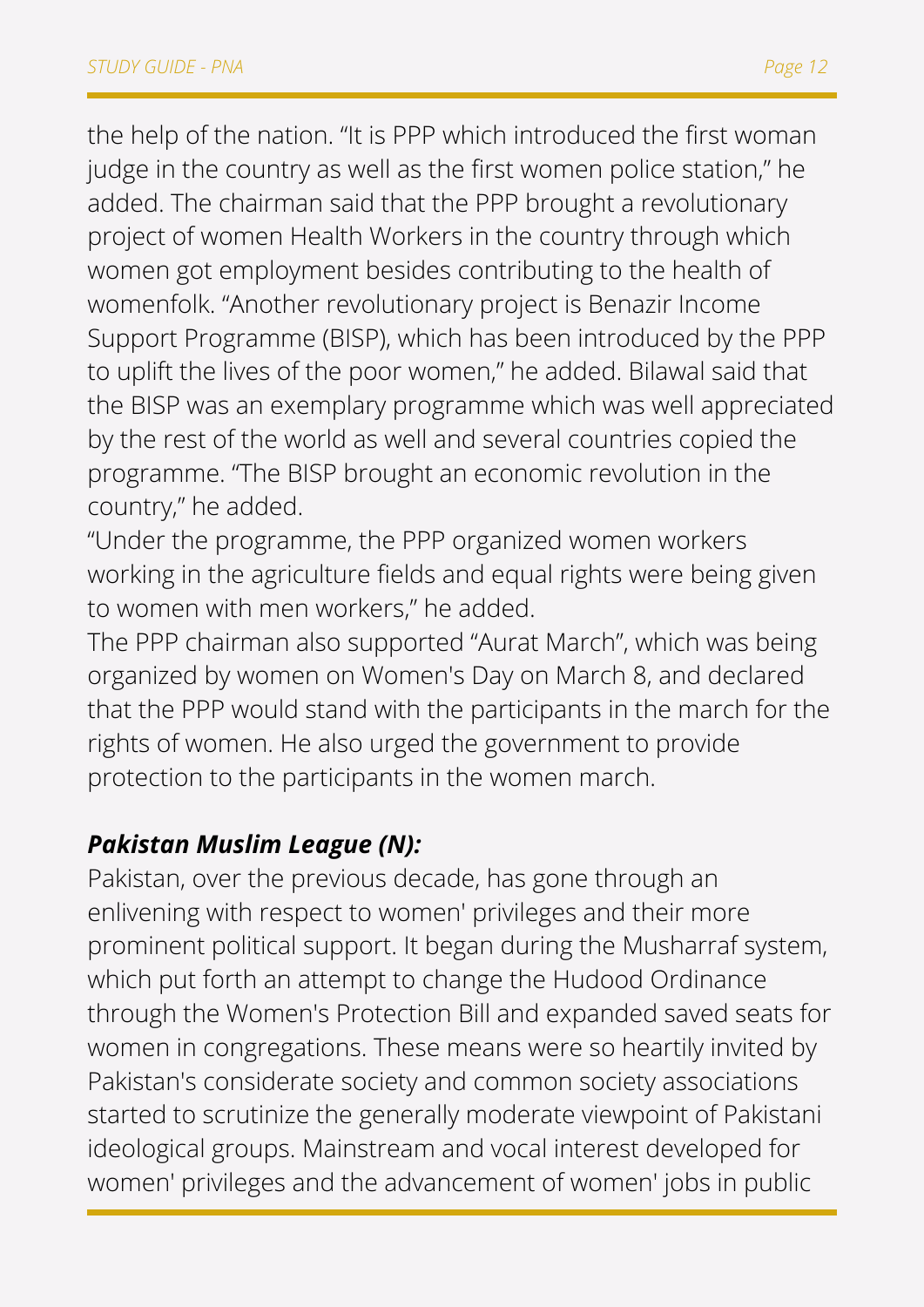the help of the nation. “It is PPP which introduced the first woman judge in the country as well as the first women police station,” he added. The chairman said that the PPP brought a revolutionary project of women Health Workers in the country through which women got employment besides contributing to the health of womenfolk. “Another revolutionary project is Benazir Income Support Programme (BISP), which has been introduced by the PPP to uplift the lives of the poor women,” he added. Bilawal said that the BISP was an exemplary programme which was well appreciated by the rest of the world as well and several countries copied the programme. “The BISP brought an economic revolution in the country,” he added.

“Under the programme, the PPP organized women workers working in the agriculture fields and equal rights were being given to women with men workers,” he added.

The PPP chairman also supported “Aurat March”, which was being organized by women on Women's Day on March 8, and declared that the PPP would stand with the participants in the march for the rights of women. He also urged the government to provide protection to the participants in the women march.

### ***Pakistan Muslim League (N):***

Pakistan, over the previous decade, has gone through an enlivening with respect to women' privileges and their more prominent political support. It began during the Musharraf system, which put forth an attempt to change the Hudood Ordinance through the Women's Protection Bill and expanded saved seats for women in congregations. These means were so heartily invited by Pakistan's considerate society and common society associations started to scrutinize the generally moderate viewpoint of Pakistani ideological groups. Mainstream and vocal interest developed for women' privileges and the advancement of women' jobs in public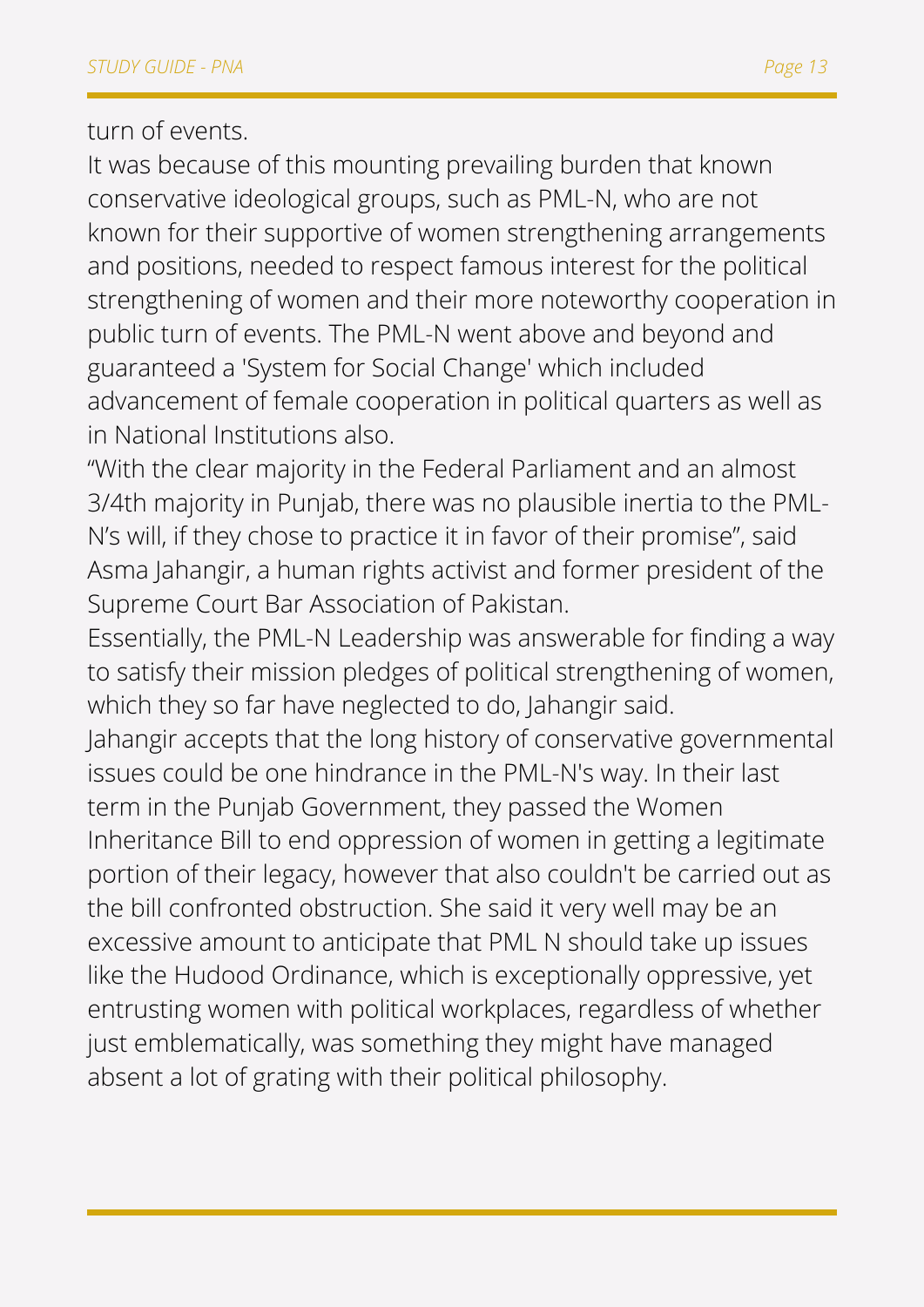turn of events.

It was because of this mounting prevailing burden that known conservative ideological groups, such as PML-N, who are not known for their supportive of women strengthening arrangements and positions, needed to respect famous interest for the political strengthening of women and their more noteworthy cooperation in public turn of events. The PML-N went above and beyond and guaranteed a 'System for Social Change' which included advancement of female cooperation in political quarters as well as in National Institutions also.

“With the clear majority in the Federal Parliament and an almost 3/4th majority in Punjab, there was no plausible inertia to the PML-N’s will, if they chose to practice it in favor of their promise”, said Asma Jahangir, a human rights activist and former president of the Supreme Court Bar Association of Pakistan.

Essentially, the PML-N Leadership was answerable for finding a way to satisfy their mission pledges of political strengthening of women, which they so far have neglected to do, Jahangir said.

Jahangir accepts that the long history of conservative governmental issues could be one hindrance in the PML-N's way. In their last term in the Punjab Government, they passed the Women Inheritance Bill to end oppression of women in getting a legitimate portion of their legacy, however that also couldn't be carried out as the bill confronted obstruction. She said it very well may be an excessive amount to anticipate that PML N should take up issues like the Hudood Ordinance, which is exceptionally oppressive, yet entrusting women with political workplaces, regardless of whether just emblematically, was something they might have managed absent a lot of grating with their political philosophy.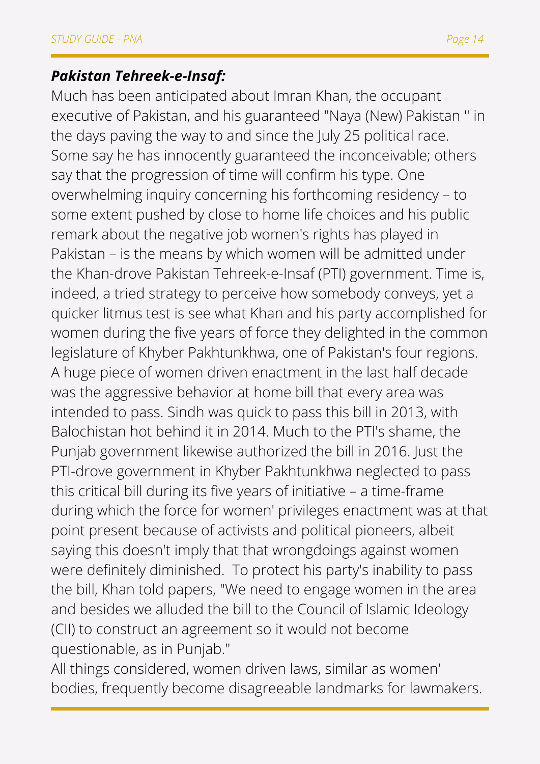***Pakistan Tehreek-e-Insaf:***

Much has been anticipated about Imran Khan, the occupant executive of Pakistan, and his guaranteed "Naya (New) Pakistan '' in the days paving the way to and since the July 25 political race. Some say he has innocently guaranteed the inconceivable; others say that the progression of time will confirm his type. One overwhelming inquiry concerning his forthcoming residency – to some extent pushed by close to home life choices and his public remark about the negative job women's rights has played in Pakistan – is the means by which women will be admitted under the Khan-drove Pakistan Tehreek-e-Insaf (PTI) government. Time is, indeed, a tried strategy to perceive how somebody conveys, yet a quicker litmus test is see what Khan and his party accomplished for women during the five years of force they delighted in the common legislature of Khyber Pakhtunkhwa, one of Pakistan's four regions. A huge piece of women driven enactment in the last half decade was the aggressive behavior at home bill that every area was intended to pass. Sindh was quick to pass this bill in 2013, with Balochistan hot behind it in 2014. Much to the PTI's shame, the Punjab government likewise authorized the bill in 2016. Just the PTI-drove government in Khyber Pakhtunkhwa neglected to pass this critical bill during its five years of initiative – a time-frame during which the force for women' privileges enactment was at that point present because of activists and political pioneers, albeit saying this doesn't imply that that wrongdoings against women were definitely diminished. To protect his party's inability to pass the bill, Khan told papers, "We need to engage women in the area and besides we alluded the bill to the Council of Islamic Ideology (CII) to construct an agreement so it would not become questionable, as in Punjab."

All things considered, women driven laws, similar as women' bodies, frequently become disagreeable landmarks for lawmakers.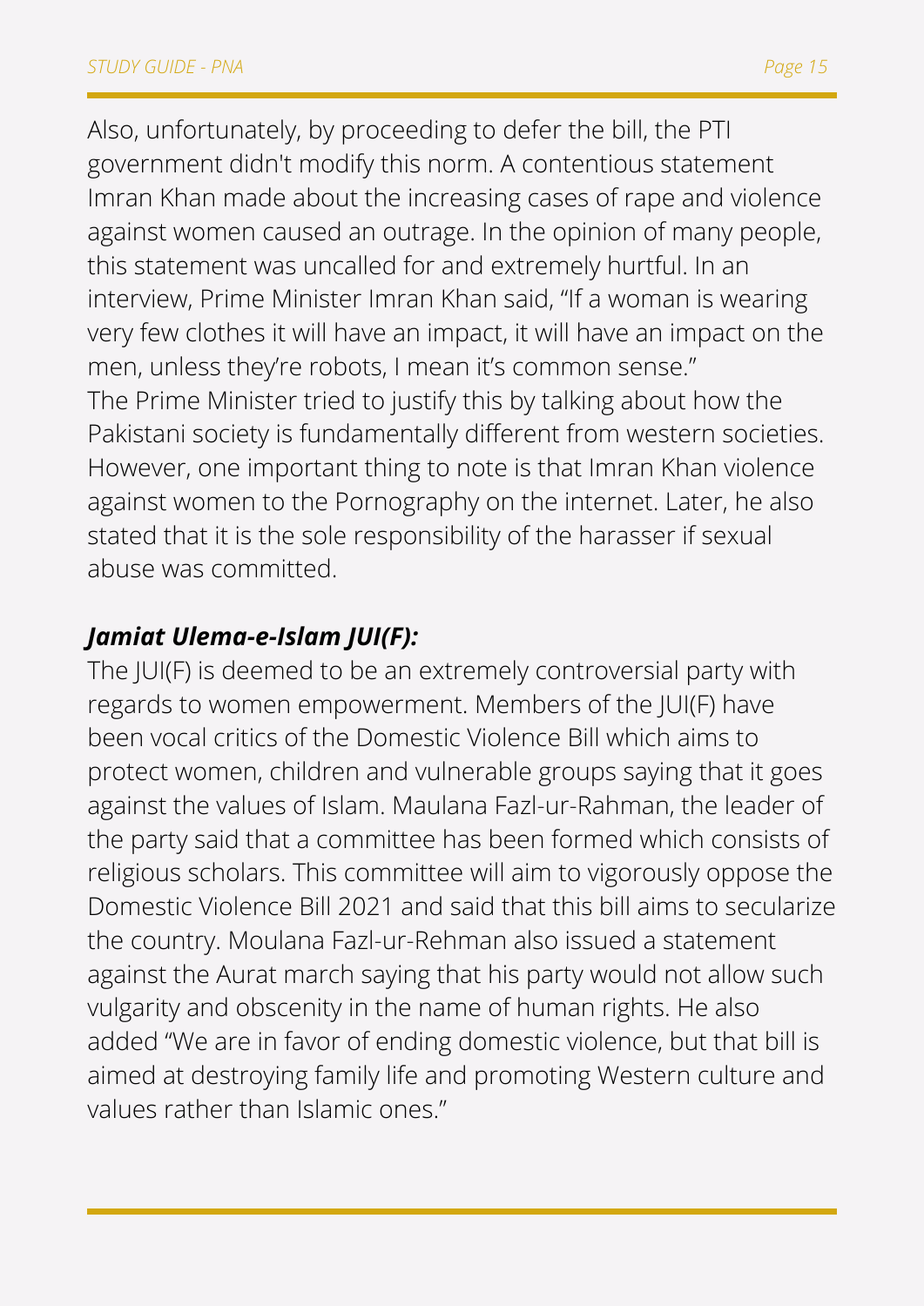Also, unfortunately, by proceeding to defer the bill, the PTI government didn't modify this norm. A contentious statement Imran Khan made about the increasing cases of rape and violence against women caused an outrage. In the opinion of many people, this statement was uncalled for and extremely hurtful. In an interview, Prime Minister Imran Khan said, "If a woman is wearing very few clothes it will have an impact, it will have an impact on the men, unless they're robots, I mean it's common sense."
The Prime Minister tried to justify this by talking about how the Pakistani society is fundamentally different from western societies. However, one important thing to note is that Imran Khan violence against women to the Pornography on the internet. Later, he also stated that it is the sole responsibility of the harasser if sexual abuse was committed.

### ***Jamiat Ulema-e-Islam JUI(F):***

The JUI(F) is deemed to be an extremely controversial party with regards to women empowerment. Members of the JUI(F) have been vocal critics of the Domestic Violence Bill which aims to protect women, children and vulnerable groups saying that it goes against the values of Islam. Maulana Fazl-ur-Rahman, the leader of the party said that a committee has been formed which consists of religious scholars. This committee will aim to vigorously oppose the Domestic Violence Bill 2021 and said that this bill aims to secularize the country. Moulana Fazl-ur-Rehman also issued a statement against the Aurat march saying that his party would not allow such vulgarity and obscenity in the name of human rights. He also added "We are in favor of ending domestic violence, but that bill is aimed at destroying family life and promoting Western culture and values rather than Islamic ones."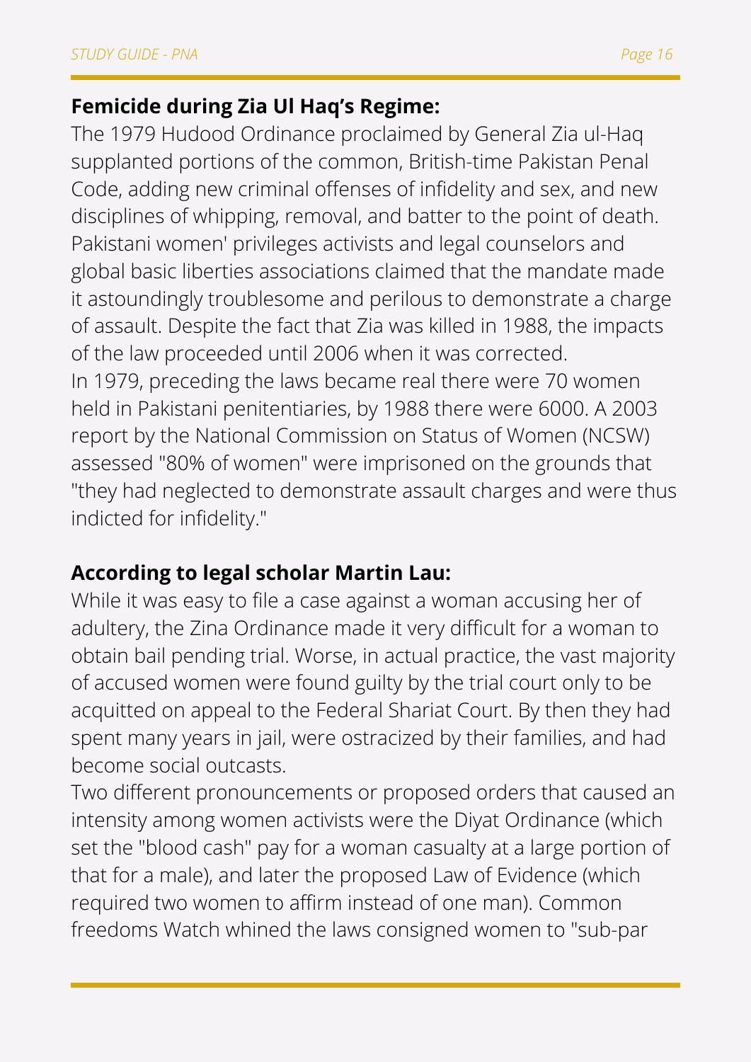**Femicide during Zia Ul Haq's Regime:**

The 1979 Hudood Ordinance proclaimed by General Zia ul-Haq supplanted portions of the common, British-time Pakistan Penal Code, adding new criminal offenses of infidelity and sex, and new disciplines of whipping, removal, and batter to the point of death. Pakistani women' privileges activists and legal counselors and global basic liberties associations claimed that the mandate made it astoundingly troublesome and perilous to demonstrate a charge of assault. Despite the fact that Zia was killed in 1988, the impacts of the law proceeded until 2006 when it was corrected.

In 1979, preceding the laws became real there were 70 women held in Pakistani penitentiaries, by 1988 there were 6000. A 2003 report by the National Commission on Status of Women (NCSW) assessed "80% of women" were imprisoned on the grounds that "they had neglected to demonstrate assault charges and were thus indicted for infidelity."

**According to legal scholar Martin Lau:**

While it was easy to file a case against a woman accusing her of adultery, the Zina Ordinance made it very difficult for a woman to obtain bail pending trial. Worse, in actual practice, the vast majority of accused women were found guilty by the trial court only to be acquitted on appeal to the Federal Shariat Court. By then they had spent many years in jail, were ostracized by their families, and had become social outcasts.

Two different pronouncements or proposed orders that caused an intensity among women activists were the Diyat Ordinance (which set the "blood cash" pay for a woman casualty at a large portion of that for a male), and later the proposed Law of Evidence (which required two women to affirm instead of one man). Common freedoms Watch whined the laws consigned women to "sub-par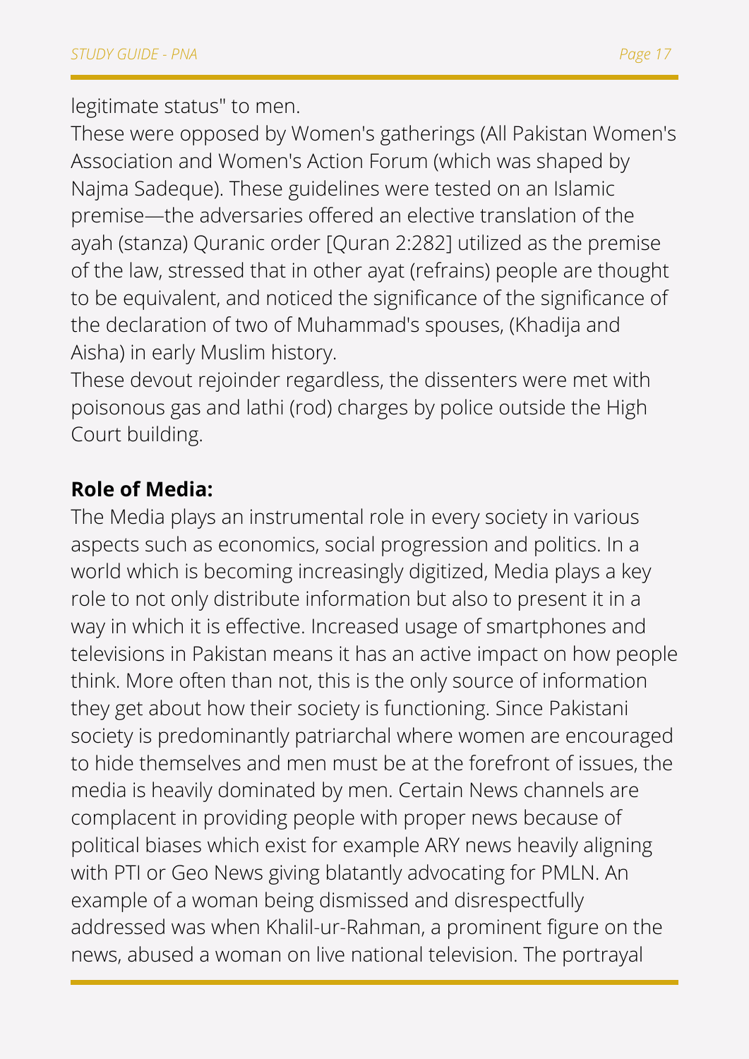legitimate status" to men.

These were opposed by Women's gatherings (All Pakistan Women's Association and Women's Action Forum (which was shaped by Najma Sadeque). These guidelines were tested on an Islamic premise—the adversaries offered an elective translation of the ayah (stanza) Quranic order [Quran 2:282] utilized as the premise of the law, stressed that in other ayat (refrains) people are thought to be equivalent, and noticed the significance of the significance of the declaration of two of Muhammad's spouses, (Khadija and Aisha) in early Muslim history.

These devout rejoinder regardless, the dissenters were met with poisonous gas and lathi (rod) charges by police outside the High Court building.

**Role of Media:**

The Media plays an instrumental role in every society in various aspects such as economics, social progression and politics. In a world which is becoming increasingly digitized, Media plays a key role to not only distribute information but also to present it in a way in which it is effective. Increased usage of smartphones and televisions in Pakistan means it has an active impact on how people think. More often than not, this is the only source of information they get about how their society is functioning. Since Pakistani society is predominantly patriarchal where women are encouraged to hide themselves and men must be at the forefront of issues, the media is heavily dominated by men. Certain News channels are complacent in providing people with proper news because of political biases which exist for example ARY news heavily aligning with PTI or Geo News giving blatantly advocating for PMLN. An example of a woman being dismissed and disrespectfully addressed was when Khalil-ur-Rahman, a prominent figure on the news, abused a woman on live national television. The portrayal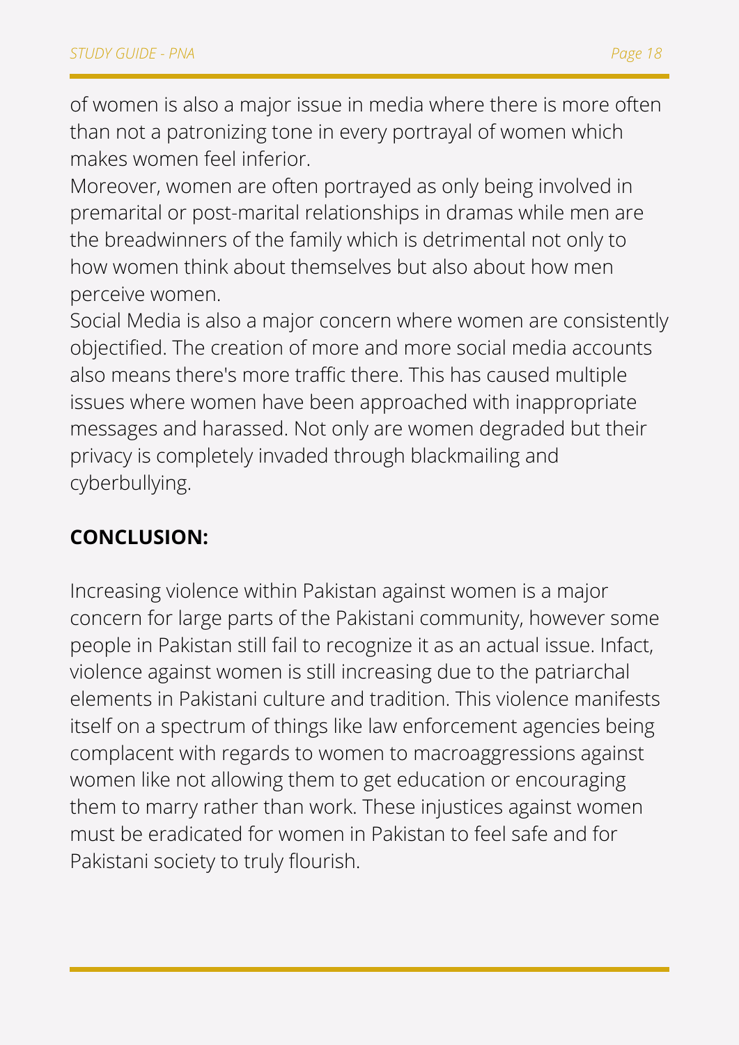of women is also a major issue in media where there is more often than not a patronizing tone in every portrayal of women which makes women feel inferior.

Moreover, women are often portrayed as only being involved in premarital or post-marital relationships in dramas while men are the breadwinners of the family which is detrimental not only to how women think about themselves but also about how men perceive women.

Social Media is also a major concern where women are consistently objectified. The creation of more and more social media accounts also means there's more traffic there. This has caused multiple issues where women have been approached with inappropriate messages and harassed. Not only are women degraded but their privacy is completely invaded through blackmailing and cyberbullying.

## CONCLUSION:

Increasing violence within Pakistan against women is a major concern for large parts of the Pakistani community, however some people in Pakistan still fail to recognize it as an actual issue. Infact, violence against women is still increasing due to the patriarchal elements in Pakistani culture and tradition. This violence manifests itself on a spectrum of things like law enforcement agencies being complacent with regards to women to macroaggressions against women like not allowing them to get education or encouraging them to marry rather than work. These injustices against women must be eradicated for women in Pakistan to feel safe and for Pakistani society to truly flourish.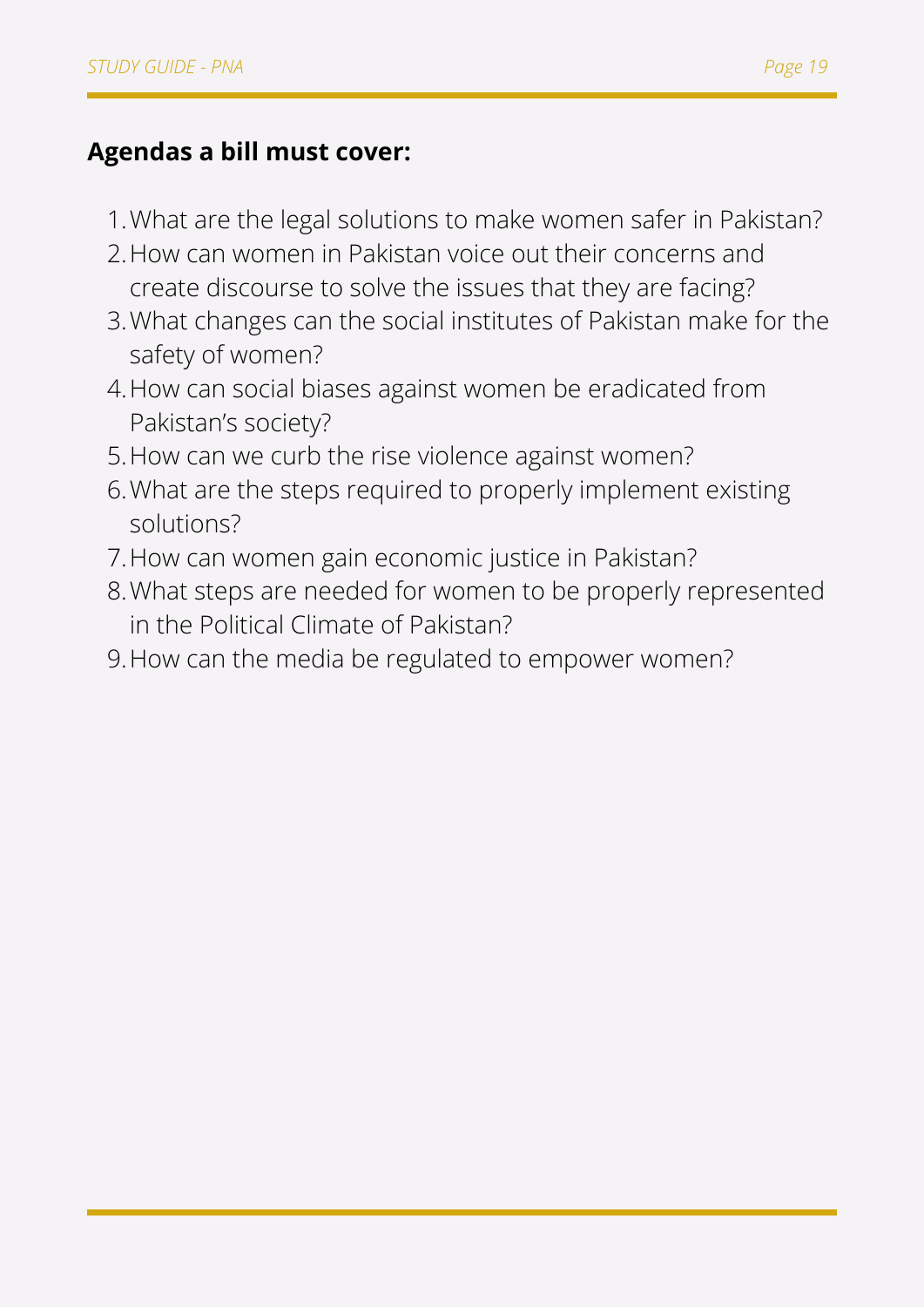**Agendas a bill must cover:**

1. What are the legal solutions to make women safer in Pakistan?
2. How can women in Pakistan voice out their concerns and create discourse to solve the issues that they are facing?
3. What changes can the social institutes of Pakistan make for the safety of women?
4. How can social biases against women be eradicated from Pakistan's society?
5. How can we curb the rise violence against women?
6. What are the steps required to properly implement existing solutions?
7. How can women gain economic justice in Pakistan?
8. What steps are needed for women to be properly represented in the Political Climate of Pakistan?
9. How can the media be regulated to empower women?